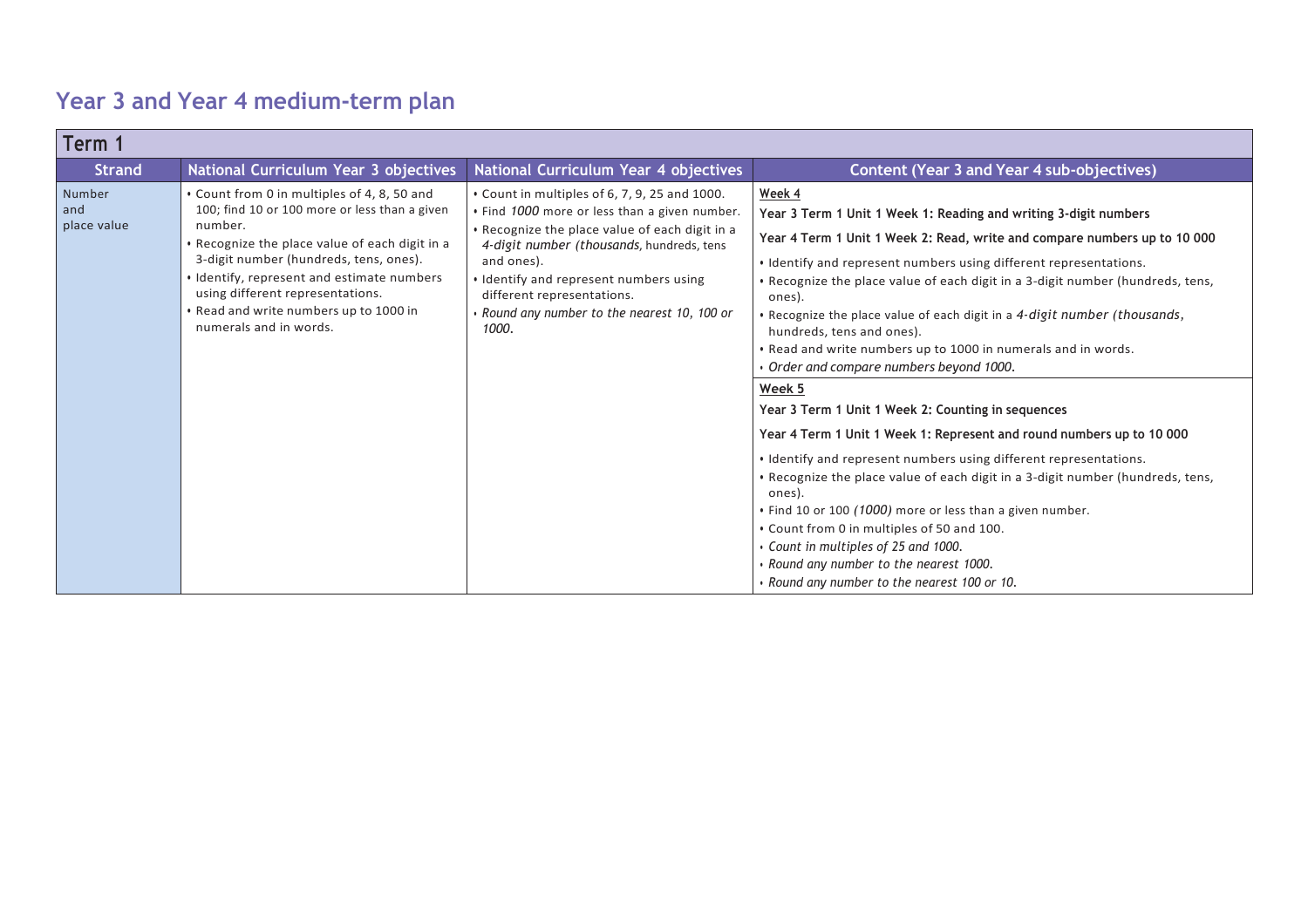# Year 3 and Year 4 medium-term plan

| Term 1 | | | |
|---|---|---|---|
| **Strand** | **National Curriculum Year 3 objectives** | **National Curriculum Year 4 objectives** | **Content (Year 3 and Year 4 sub-objectives)** |
| Number and place value | • Count from 0 in multiples of 4, 8, 50 and 100; find 10 or 100 more or less than a given number.<br>• Recognize the place value of each digit in a 3-digit number (hundreds, tens, ones).<br>• Identify, represent and estimate numbers using different representations.<br>• Read and write numbers up to 1000 in numerals and in words. | • Count in multiples of 6, 7, 9, 25 and 1000.<br>• Find *1000* more or less than a given number.<br>• Recognize the place value of each digit in a *4-digit number (thousands*, hundreds, tens and ones).<br>• Identify and represent numbers using different representations.<br>• *Round any number to the nearest 10, 100 or 1000.* | <u>**Week 4**</u><br>**Year 3 Term 1 Unit 1 Week 1: Reading and writing 3-digit numbers**<br>**Year 4 Term 1 Unit 1 Week 2: Read, write and compare numbers up to 10 000**<br>• Identify and represent numbers using different representations.<br>• Recognize the place value of each digit in a 3-digit number (hundreds, tens, ones).<br>• Recognize the place value of each digit in a *4-digit number (thousands*, hundreds, tens and ones).<br>• Read and write numbers up to 1000 in numerals and in words.<br>• *Order and compare numbers beyond 1000.* |
| | | | <u>**Week 5**</u><br>**Year 3 Term 1 Unit 1 Week 2: Counting in sequences**<br>**Year 4 Term 1 Unit 1 Week 1: Represent and round numbers up to 10 000**<br>• Identify and represent numbers using different representations.<br>• Recognize the place value of each digit in a 3-digit number (hundreds, tens, ones).<br>• Find 10 or 100 *(1000)* more or less than a given number.<br>• Count from 0 in multiples of 50 and 100.<br>• *Count in multiples of 25 and 1000.*<br>• *Round any number to the nearest 1000.*<br>• *Round any number to the nearest 100 or 10.* |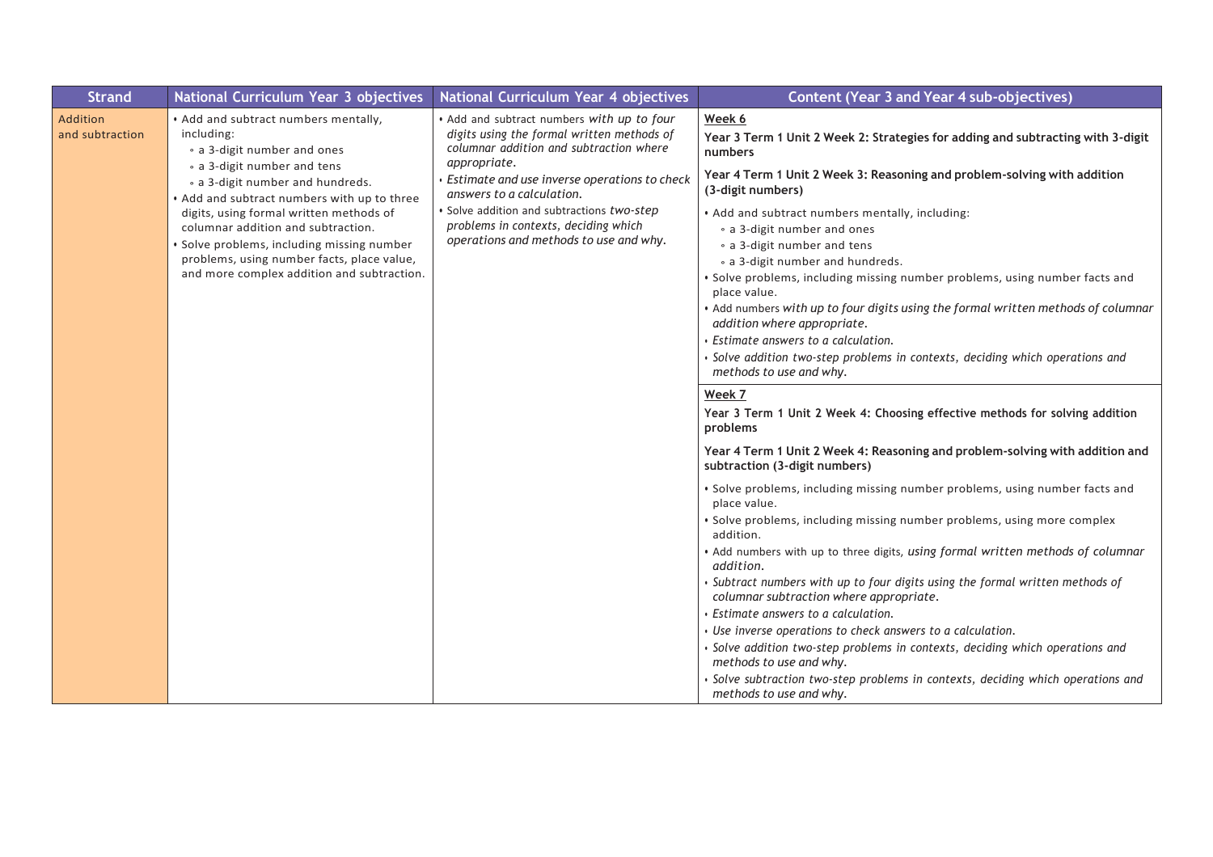| Strand | National Curriculum Year 3 objectives | National Curriculum Year 4 objectives | Content (Year 3 and Year 4 sub-objectives) |
|---|---|---|---|
| Addition and subtraction | • Add and subtract numbers mentally, including:<br>◦ a 3-digit number and ones<br>◦ a 3-digit number and tens<br>◦ a 3-digit number and hundreds.<br>• Add and subtract numbers with up to three digits, using formal written methods of columnar addition and subtraction.<br>• Solve problems, including missing number problems, using number facts, place value, and more complex addition and subtraction. | • Add and subtract numbers *with up to four digits using the formal written methods of columnar addition and subtraction where appropriate.*<br>• *Estimate and use inverse operations to check answers to a calculation.*<br>• Solve addition and subtractions *two-step problems in contexts, deciding which operations and methods to use and why.* | **Week 6**<br>**Year 3 Term 1 Unit 2 Week 2: Strategies for adding and subtracting with 3-digit numbers**<br>**Year 4 Term 1 Unit 2 Week 3: Reasoning and problem-solving with addition (3-digit numbers)**<br>• Add and subtract numbers mentally, including:<br>◦ a 3-digit number and ones<br>◦ a 3-digit number and tens<br>◦ a 3-digit number and hundreds.<br>• Solve problems, including missing number problems, using number facts and place value.<br>• Add numbers *with up to four digits using the formal written methods of columnar addition where appropriate.*<br>• *Estimate answers to a calculation.*<br>• *Solve addition two-step problems in contexts, deciding which operations and methods to use and why.* |
| | | | **Week 7**<br>**Year 3 Term 1 Unit 2 Week 4: Choosing effective methods for solving addition problems**<br>**Year 4 Term 1 Unit 2 Week 4: Reasoning and problem-solving with addition and subtraction (3-digit numbers)**<br>• Solve problems, including missing number problems, using number facts and place value.<br>• Solve problems, including missing number problems, using more complex addition.<br>• Add numbers with up to three digits, *using formal written methods of columnar addition.*<br>• *Subtract numbers with up to four digits using the formal written methods of columnar subtraction where appropriate.*<br>• *Estimate answers to a calculation.*<br>• *Use inverse operations to check answers to a calculation.*<br>• *Solve addition two-step problems in contexts, deciding which operations and methods to use and why.*<br>• *Solve subtraction two-step problems in contexts, deciding which operations and methods to use and why.* |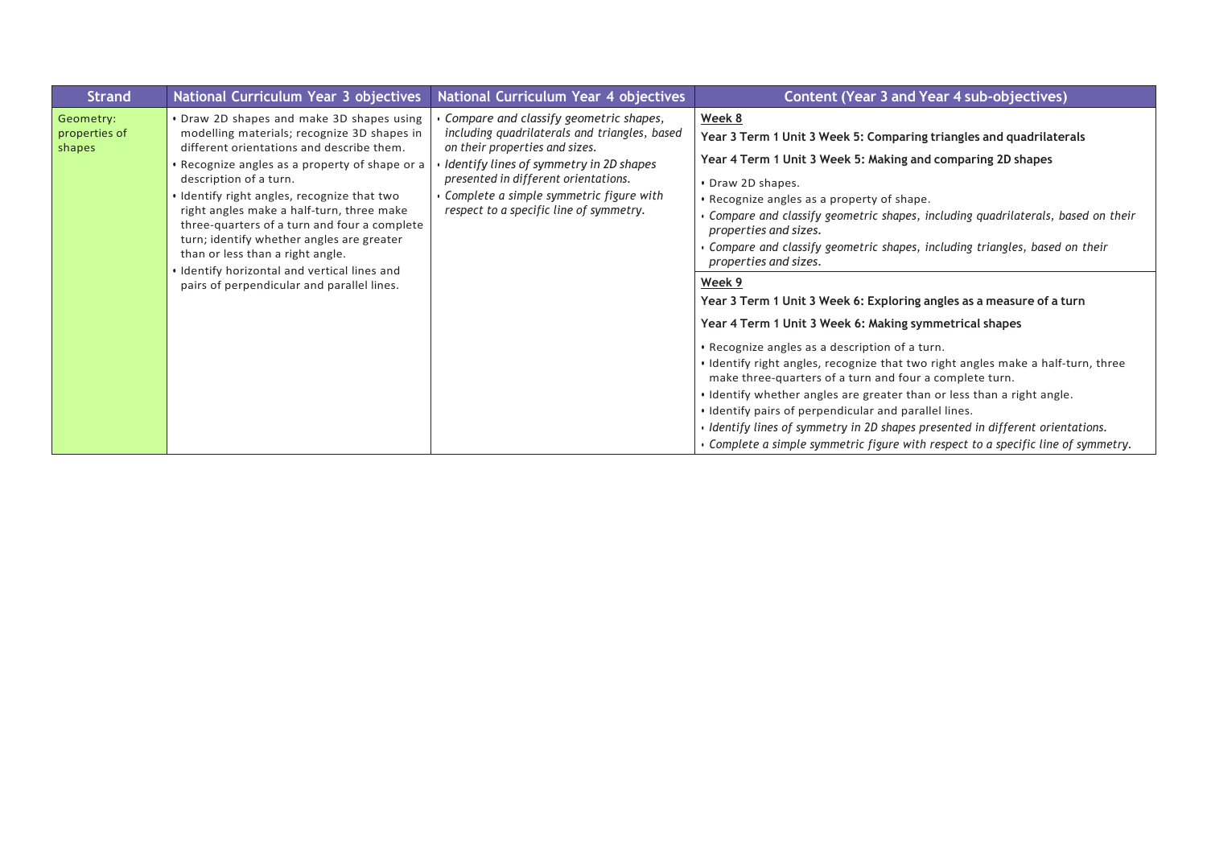| Strand | National Curriculum Year 3 objectives | National Curriculum Year 4 objectives | Content (Year 3 and Year 4 sub-objectives) |
|---|---|---|---|
| Geometry: properties of shapes | • Draw 2D shapes and make 3D shapes using modelling materials; recognize 3D shapes in different orientations and describe them.<br>• Recognize angles as a property of shape or a description of a turn.<br>• Identify right angles, recognize that two right angles make a half-turn, three make three-quarters of a turn and four a complete turn; identify whether angles are greater than or less than a right angle.<br>• Identify horizontal and vertical lines and pairs of perpendicular and parallel lines. | • *Compare and classify geometric shapes, including quadrilaterals and triangles, based on their properties and sizes.*<br>• *Identify lines of symmetry in 2D shapes presented in different orientations.*<br>• *Complete a simple symmetric figure with respect to a specific line of symmetry.* | **Week 8**<br>**Year 3 Term 1 Unit 3 Week 5: Comparing triangles and quadrilaterals**<br>**Year 4 Term 1 Unit 3 Week 5: Making and comparing 2D shapes**<br>• Draw 2D shapes.<br>• Recognize angles as a property of shape.<br>• *Compare and classify geometric shapes, including quadrilaterals, based on their properties and sizes.*<br>• *Compare and classify geometric shapes, including triangles, based on their properties and sizes.* |
| | | | **Week 9**<br>**Year 3 Term 1 Unit 3 Week 6: Exploring angles as a measure of a turn**<br>**Year 4 Term 1 Unit 3 Week 6: Making symmetrical shapes**<br>• Recognize angles as a description of a turn.<br>• Identify right angles, recognize that two right angles make a half-turn, three make three-quarters of a turn and four a complete turn.<br>• Identify whether angles are greater than or less than a right angle.<br>• Identify pairs of perpendicular and parallel lines.<br>• *Identify lines of symmetry in 2D shapes presented in different orientations.*<br>• *Complete a simple symmetric figure with respect to a specific line of symmetry.* |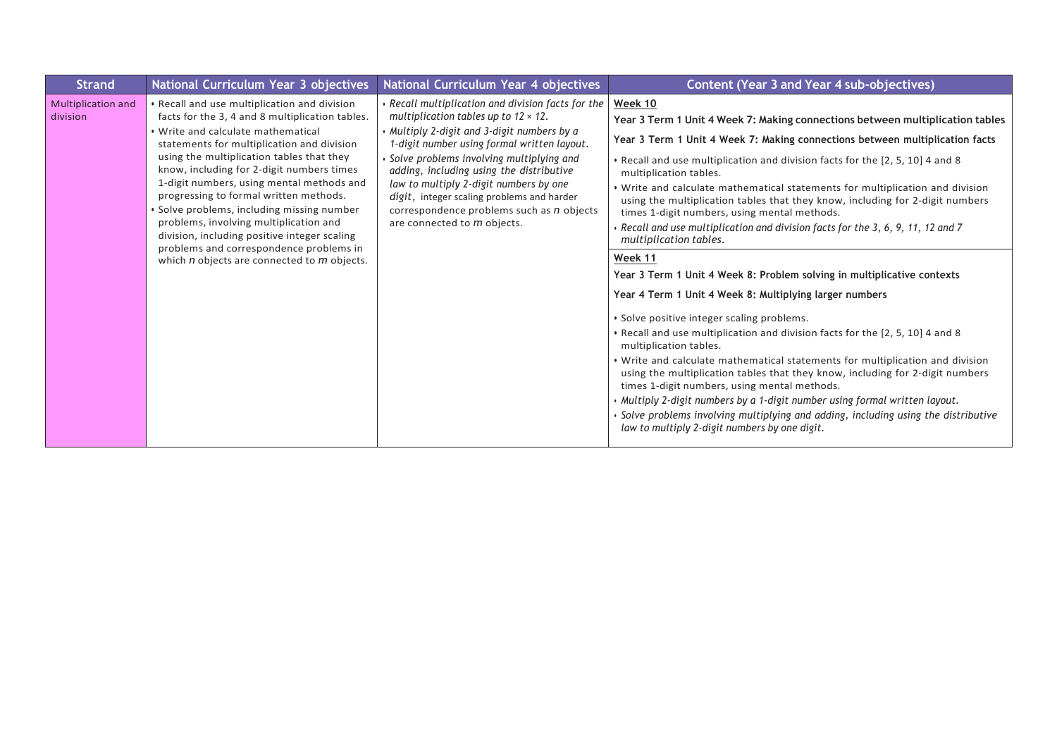| Strand | National Curriculum Year 3 objectives | National Curriculum Year 4 objectives | Content (Year 3 and Year 4 sub-objectives) |
|---|---|---|---|
| Multiplication and division | • Recall and use multiplication and division facts for the 3, 4 and 8 multiplication tables.<br>• Write and calculate mathematical statements for multiplication and division using the multiplication tables that they know, including for 2-digit numbers times 1-digit numbers, using mental methods and progressing to formal written methods.<br>• Solve problems, including missing number problems, involving multiplication and division, including positive integer scaling problems and correspondence problems in which *n* objects are connected to *m* objects. | • *Recall multiplication and division facts for the multiplication tables up to 12 × 12.*<br>• *Multiply 2-digit and 3-digit numbers by a 1-digit number using formal written layout.*<br>• *Solve problems involving multiplying and adding, including using the distributive law to multiply 2-digit numbers by one digit*, integer scaling problems and harder correspondence problems such as *n* objects are connected to *m* objects. | **Week 10**<br>**Year 3 Term 1 Unit 4 Week 7: Making connections between multiplication tables**<br>**Year 3 Term 1 Unit 4 Week 7: Making connections between multiplication facts**<br>• Recall and use multiplication and division facts for the [2, 5, 10] 4 and 8 multiplication tables.<br>• Write and calculate mathematical statements for multiplication and division using the multiplication tables that they know, including for 2-digit numbers times 1-digit numbers, using mental methods.<br>• *Recall and use multiplication and division facts for the 3, 6, 9, 11, 12 and 7 multiplication tables.* |
| | | | **Week 11**<br>**Year 3 Term 1 Unit 4 Week 8: Problem solving in multiplicative contexts**<br>**Year 4 Term 1 Unit 4 Week 8: Multiplying larger numbers**<br>• Solve positive integer scaling problems.<br>• Recall and use multiplication and division facts for the [2, 5, 10] 4 and 8 multiplication tables.<br>• Write and calculate mathematical statements for multiplication and division using the multiplication tables that they know, including for 2-digit numbers times 1-digit numbers, using mental methods.<br>• *Multiply 2-digit numbers by a 1-digit number using formal written layout.*<br>• *Solve problems involving multiplying and adding, including using the distributive law to multiply 2-digit numbers by one digit.* |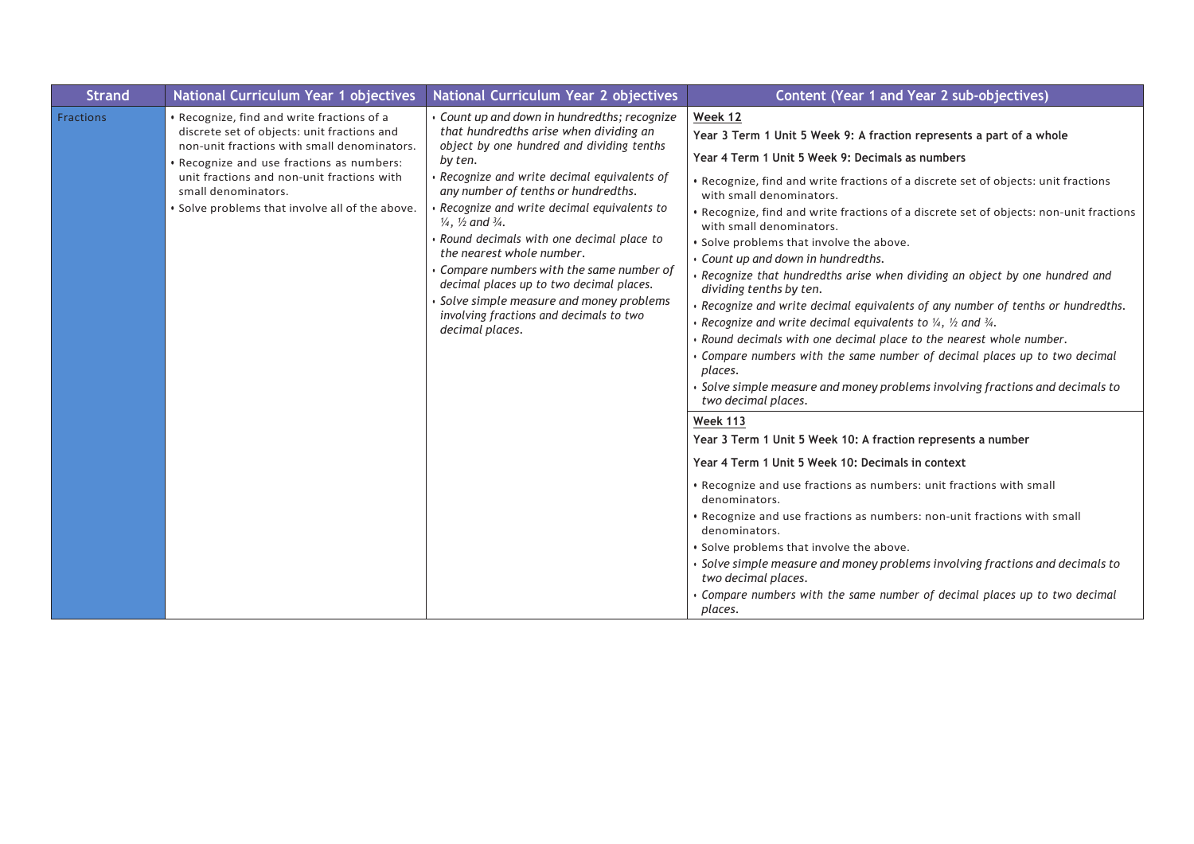| Strand | National Curriculum Year 1 objectives | National Curriculum Year 2 objectives | Content (Year 1 and Year 2 sub-objectives) |
|---|---|---|---|
| Fractions | • Recognize, find and write fractions of a discrete set of objects: unit fractions and non-unit fractions with small denominators.<br>• Recognize and use fractions as numbers: unit fractions and non-unit fractions with small denominators.<br>• Solve problems that involve all of the above. | • *Count up and down in hundredths; recognize that hundredths arise when dividing an object by one hundred and dividing tenths by ten.*<br>• *Recognize and write decimal equivalents of any number of tenths or hundredths.*<br>• *Recognize and write decimal equivalents to ¼, ½ and ¾.*<br>• *Round decimals with one decimal place to the nearest whole number.*<br>• *Compare numbers with the same number of decimal places up to two decimal places.*<br>• *Solve simple measure and money problems involving fractions and decimals to two decimal places.* | **Week 12**<br>**Year 3 Term 1 Unit 5 Week 9: A fraction represents a part of a whole**<br>**Year 4 Term 1 Unit 5 Week 9: Decimals as numbers**<br>• Recognize, find and write fractions of a discrete set of objects: unit fractions with small denominators.<br>• Recognize, find and write fractions of a discrete set of objects: non-unit fractions with small denominators.<br>• Solve problems that involve the above.<br>• *Count up and down in hundredths.*<br>• *Recognize that hundredths arise when dividing an object by one hundred and dividing tenths by ten.*<br>• *Recognize and write decimal equivalents of any number of tenths or hundredths.*<br>• *Recognize and write decimal equivalents to ¼, ½ and ¾.*<br>• *Round decimals with one decimal place to the nearest whole number.*<br>• *Compare numbers with the same number of decimal places up to two decimal places.*<br>• *Solve simple measure and money problems involving fractions and decimals to two decimal places.* |
| | | | **Week 113**<br>**Year 3 Term 1 Unit 5 Week 10: A fraction represents a number**<br>**Year 4 Term 1 Unit 5 Week 10: Decimals in context**<br>• Recognize and use fractions as numbers: unit fractions with small denominators.<br>• Recognize and use fractions as numbers: non-unit fractions with small denominators.<br>• Solve problems that involve the above.<br>• *Solve simple measure and money problems involving fractions and decimals to two decimal places.*<br>• *Compare numbers with the same number of decimal places up to two decimal places.* |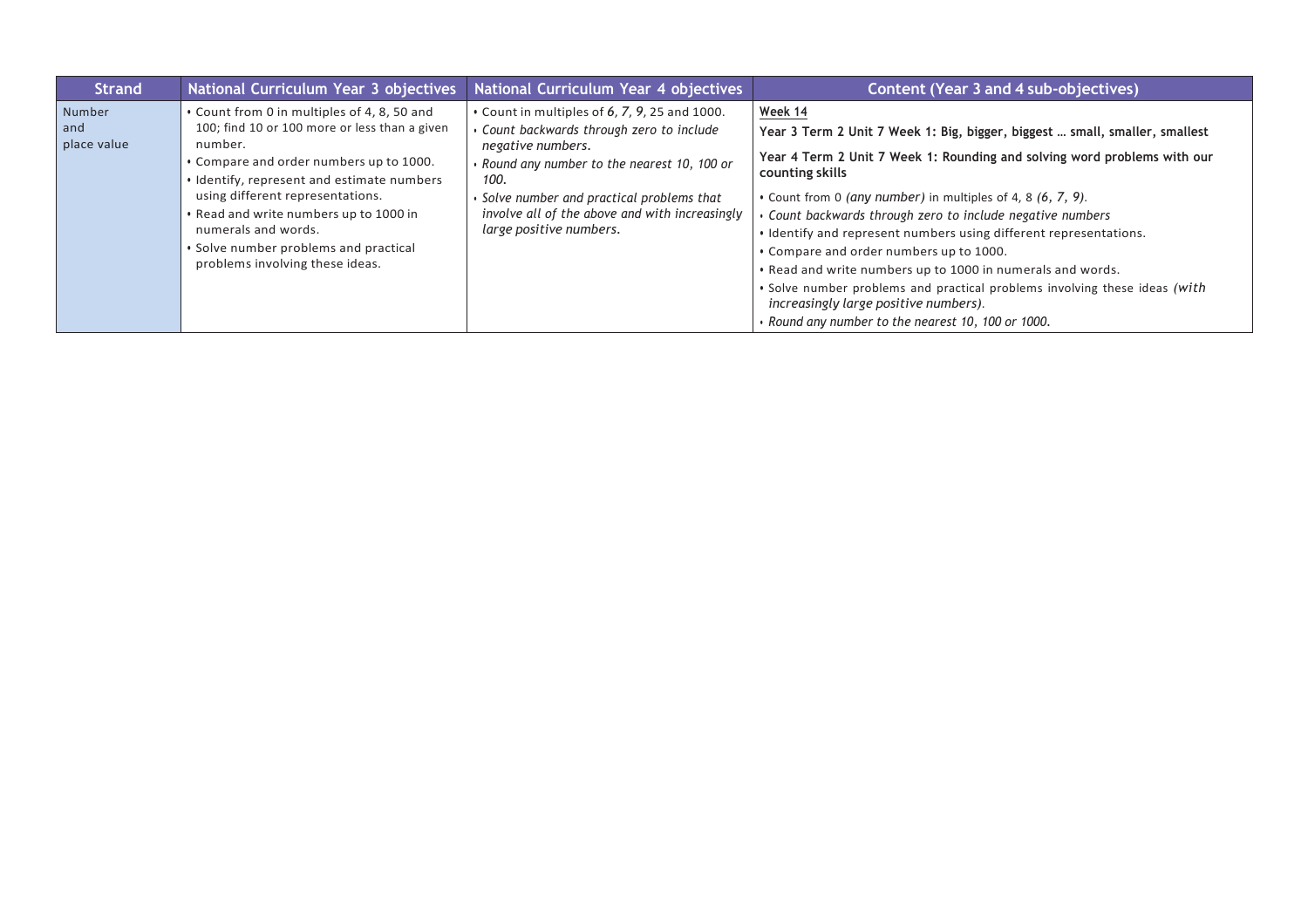| Strand | National Curriculum Year 3 objectives | National Curriculum Year 4 objectives | Content (Year 3 and 4 sub-objectives) |
| --- | --- | --- | --- |
| Number and place value | • Count from 0 in multiples of 4, 8, 50 and 100; find 10 or 100 more or less than a given number.<br>• Compare and order numbers up to 1000.<br>• Identify, represent and estimate numbers using different representations.<br>• Read and write numbers up to 1000 in numerals and words.<br>• Solve number problems and practical problems involving these ideas. | • Count in multiples of *6, 7, 9*, 25 and 1000.<br>• *Count backwards through zero to include negative numbers.*<br>• *Round any number to the nearest 10, 100 or 100.*<br>• *Solve number and practical problems that involve all of the above and with increasingly large positive numbers.* | <u>Week 14</u><br>**Year 3 Term 2 Unit 7 Week 1: Big, bigger, biggest … small, smaller, smallest**<br>**Year 4 Term 2 Unit 7 Week 1: Rounding and solving word problems with our counting skills**<br>• Count from 0 *(any number)* in multiples of 4, 8 *(6, 7, 9)*.<br>• *Count backwards through zero to include negative numbers*<br>• Identify and represent numbers using different representations.<br>• Compare and order numbers up to 1000.<br>• Read and write numbers up to 1000 in numerals and words.<br>• Solve number problems and practical problems involving these ideas *(with increasingly large positive numbers)*.<br>• *Round any number to the nearest 10, 100 or 1000.* |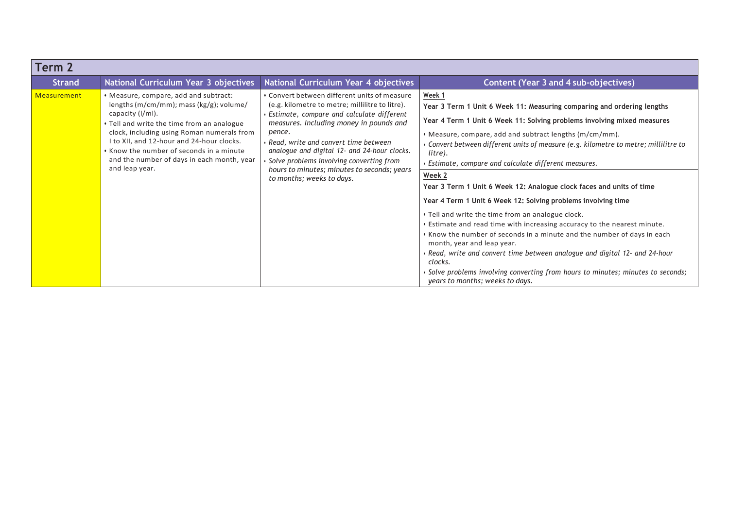## Term 2

| Strand | National Curriculum Year 3 objectives | National Curriculum Year 4 objectives | Content (Year 3 and 4 sub-objectives) |
| --- | --- | --- | --- |
| Measurement | • Measure, compare, add and subtract: lengths (m/cm/mm); mass (kg/g); volume/ capacity (l/ml).<br>• Tell and write the time from an analogue clock, including using Roman numerals from I to XII, and 12-hour and 24-hour clocks.<br>• Know the number of seconds in a minute and the number of days in each month, year and leap year. | • Convert between different units of measure (e.g. kilometre to metre; millilitre to litre).<br>• *Estimate, compare and calculate different measures. Including money in pounds and pence.*<br>• *Read, write and convert time between analogue and digital 12- and 24-hour clocks.*<br>• *Solve problems involving converting from hours to minutes; minutes to seconds; years to months; weeks to days.* | <u>Week 1</u><br>**Year 3 Term 1 Unit 6 Week 11: Measuring comparing and ordering lengths**<br>**Year 4 Term 1 Unit 6 Week 11: Solving problems involving mixed measures**<br>• Measure, compare, add and subtract lengths (m/cm/mm).<br>• *Convert between different units of measure (e.g. kilometre to metre; millilitre to litre).*<br>• *Estimate, compare and calculate different measures.*<br><br><u>Week 2</u><br>**Year 3 Term 1 Unit 6 Week 12: Analogue clock faces and units of time**<br>**Year 4 Term 1 Unit 6 Week 12: Solving problems involving time**<br>• Tell and write the time from an analogue clock.<br>• Estimate and read time with increasing accuracy to the nearest minute.<br>• Know the number of seconds in a minute and the number of days in each month, year and leap year.<br>• *Read, write and convert time between analogue and digital 12- and 24-hour clocks.*<br>• *Solve problems involving converting from hours to minutes; minutes to seconds; years to months; weeks to days.* |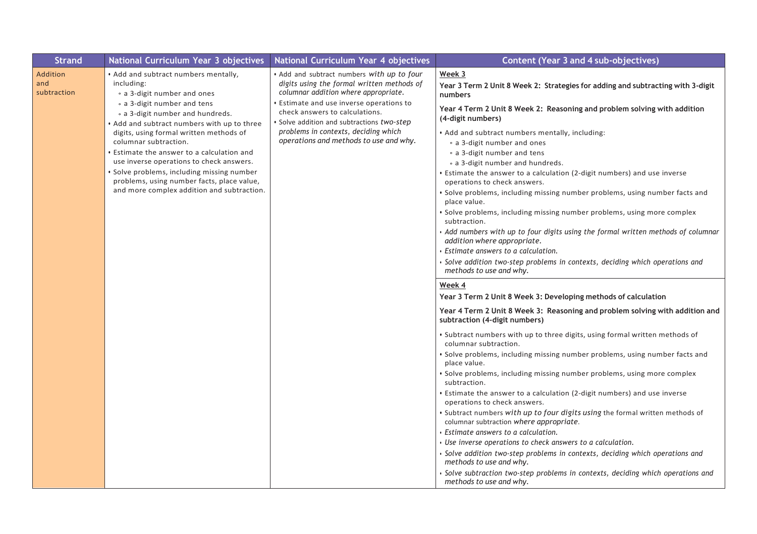| Strand | National Curriculum Year 3 objectives | National Curriculum Year 4 objectives | Content (Year 3 and 4 sub-objectives) |
|---|---|---|---|
| Addition and subtraction | • Add and subtract numbers mentally, including:<br>◦ a 3-digit number and ones<br>◦ a 3-digit number and tens<br>◦ a 3-digit number and hundreds.<br>• Add and subtract numbers with up to three digits, using formal written methods of columnar subtraction.<br>• Estimate the answer to a calculation and use inverse operations to check answers.<br>• Solve problems, including missing number problems, using number facts, place value, and more complex addition and subtraction. | • Add and subtract numbers *with up to four digits using the formal written methods of columnar addition where appropriate.*<br>• Estimate and use inverse operations to check answers to calculations.<br>• Solve addition and subtractions *two-step problems in contexts, deciding which operations and methods to use and why.* | <u>**Week 3**</u><br>**Year 3 Term 2 Unit 8 Week 2: Strategies for adding and subtracting with 3-digit numbers**<br>**Year 4 Term 2 Unit 8 Week 2: Reasoning and problem solving with addition (4-digit numbers)**<br>• Add and subtract numbers mentally, including:<br>◦ a 3-digit number and ones<br>◦ a 3-digit number and tens<br>◦ a 3-digit number and hundreds.<br>• Estimate the answer to a calculation (2-digit numbers) and use inverse operations to check answers.<br>• Solve problems, including missing number problems, using number facts and place value.<br>• Solve problems, including missing number problems, using more complex subtraction.<br>• *Add numbers with up to four digits using the formal written methods of columnar addition where appropriate.*<br>• *Estimate answers to a calculation.*<br>• *Solve addition two-step problems in contexts, deciding which operations and methods to use and why.* |
| | | | <u>**Week 4**</u><br>**Year 3 Term 2 Unit 8 Week 3: Developing methods of calculation**<br>**Year 4 Term 2 Unit 8 Week 3: Reasoning and problem solving with addition and subtraction (4-digit numbers)**<br>• Subtract numbers with up to three digits, using formal written methods of columnar subtraction.<br>• Solve problems, including missing number problems, using number facts and place value.<br>• Solve problems, including missing number problems, using more complex subtraction.<br>• Estimate the answer to a calculation (2-digit numbers) and use inverse operations to check answers.<br>• Subtract numbers *with up to four digits using* the formal written methods of columnar subtraction *where appropriate.*<br>• *Estimate answers to a calculation.*<br>• *Use inverse operations to check answers to a calculation.*<br>• *Solve addition two-step problems in contexts, deciding which operations and methods to use and why.*<br>• *Solve subtraction two-step problems in contexts, deciding which operations and methods to use and why.* |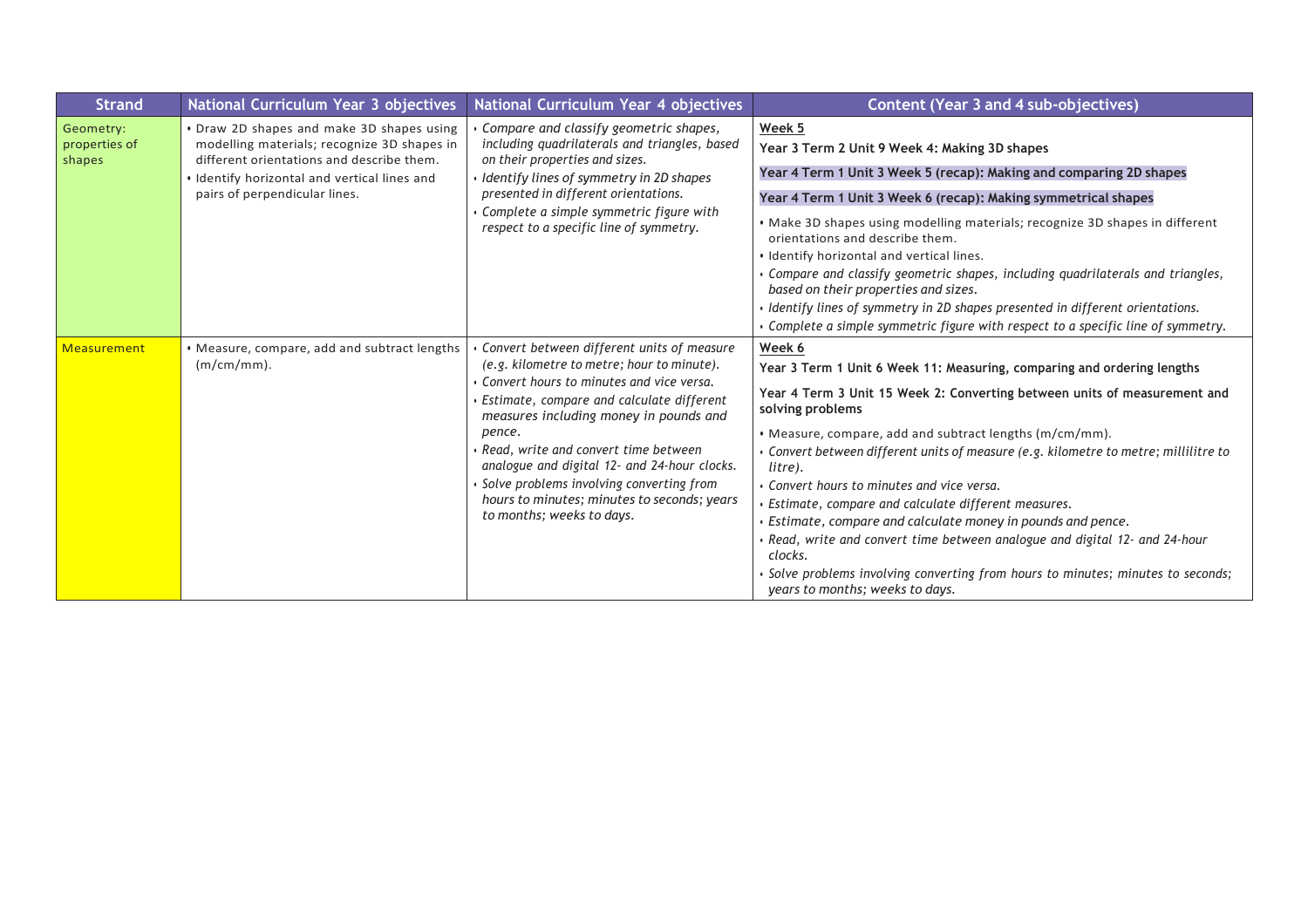| Strand | National Curriculum Year 3 objectives | National Curriculum Year 4 objectives | Content (Year 3 and 4 sub-objectives) |
| --- | --- | --- | --- |
| Geometry: properties of shapes | • Draw 2D shapes and make 3D shapes using modelling materials; recognize 3D shapes in different orientations and describe them.<br>• Identify horizontal and vertical lines and pairs of perpendicular lines. | • *Compare and classify geometric shapes, including quadrilaterals and triangles, based on their properties and sizes.*<br>• *Identify lines of symmetry in 2D shapes presented in different orientations.*<br>• *Complete a simple symmetric figure with respect to a specific line of symmetry.* | **Week 5**<br>**Year 3 Term 2 Unit 9 Week 4: Making 3D shapes**<br>**Year 4 Term 1 Unit 3 Week 5 (recap): Making and comparing 2D shapes**<br>**Year 4 Term 1 Unit 3 Week 6 (recap): Making symmetrical shapes**<br>• Make 3D shapes using modelling materials; recognize 3D shapes in different orientations and describe them.<br>• Identify horizontal and vertical lines.<br>• *Compare and classify geometric shapes, including quadrilaterals and triangles, based on their properties and sizes.*<br>• *Identify lines of symmetry in 2D shapes presented in different orientations.*<br>• *Complete a simple symmetric figure with respect to a specific line of symmetry.* |
| Measurement | • Measure, compare, add and subtract lengths (m/cm/mm). | • *Convert between different units of measure (e.g. kilometre to metre; hour to minute).*<br>• *Convert hours to minutes and vice versa.*<br>• *Estimate, compare and calculate different measures including money in pounds and pence.*<br>• *Read, write and convert time between analogue and digital 12- and 24-hour clocks.*<br>• *Solve problems involving converting from hours to minutes; minutes to seconds; years to months; weeks to days.* | **Week 6**<br>**Year 3 Term 1 Unit 6 Week 11: Measuring, comparing and ordering lengths**<br>**Year 4 Term 3 Unit 15 Week 2: Converting between units of measurement and solving problems**<br>• Measure, compare, add and subtract lengths (m/cm/mm).<br>• *Convert between different units of measure (e.g. kilometre to metre; millilitre to litre).*<br>• *Convert hours to minutes and vice versa.*<br>• *Estimate, compare and calculate different measures.*<br>• *Estimate, compare and calculate money in pounds and pence.*<br>• *Read, write and convert time between analogue and digital 12- and 24-hour clocks.*<br>• *Solve problems involving converting from hours to minutes; minutes to seconds; years to months; weeks to days.* |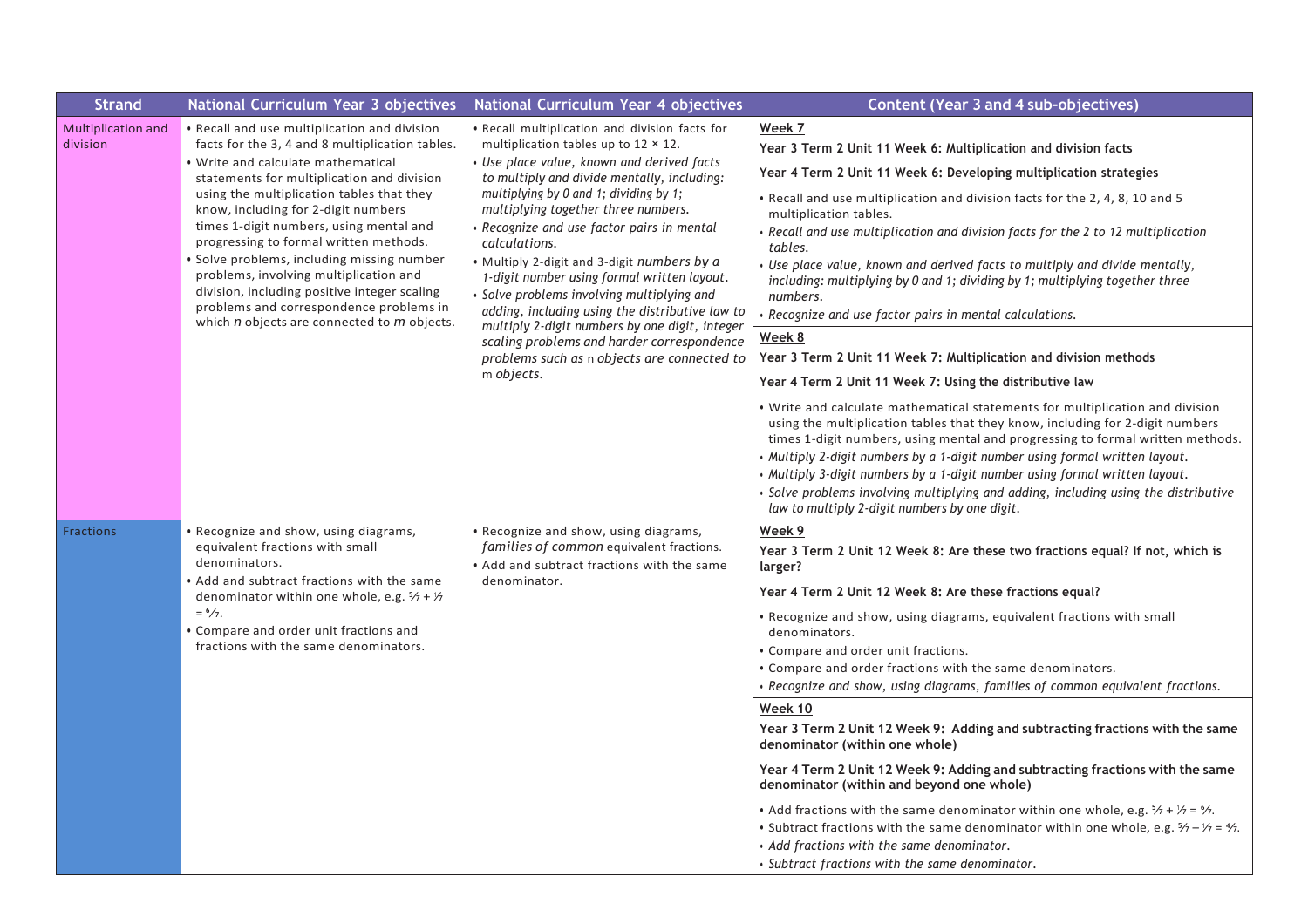| Strand | National Curriculum Year 3 objectives | National Curriculum Year 4 objectives | Content (Year 3 and 4 sub-objectives) |
|---|---|---|---|
| Multiplication and division | • Recall and use multiplication and division facts for the 3, 4 and 8 multiplication tables.<br>• Write and calculate mathematical statements for multiplication and division using the multiplication tables that they know, including for 2-digit numbers times 1-digit numbers, using mental and progressing to formal written methods.<br>• Solve problems, including missing number problems, involving multiplication and division, including positive integer scaling problems and correspondence problems in which *n* objects are connected to *m* objects. | • Recall multiplication and division facts for multiplication tables up to 12 × 12.<br>• *Use place value, known and derived facts to multiply and divide mentally, including: multiplying by 0 and 1; dividing by 1; multiplying together three numbers.*<br>• *Recognize and use factor pairs in mental calculations.*<br>• Multiply 2-digit and 3-digit *numbers by a 1-digit number using formal written layout.*<br>• *Solve problems involving multiplying and adding, including using the distributive law to multiply 2-digit numbers by one digit, integer scaling problems and harder correspondence problems such as* n *objects are connected to* m *objects.* | **Week 7**<br>**Year 3 Term 2 Unit 11 Week 6: Multiplication and division facts**<br>**Year 4 Term 2 Unit 11 Week 6: Developing multiplication strategies**<br>• Recall and use multiplication and division facts for the 2, 4, 8, 10 and 5 multiplication tables.<br>• *Recall and use multiplication and division facts for the 2 to 12 multiplication tables.*<br>• *Use place value, known and derived facts to multiply and divide mentally, including: multiplying by 0 and 1; dividing by 1; multiplying together three numbers.*<br>• *Recognize and use factor pairs in mental calculations.*<br><br>**Week 8**<br>**Year 3 Term 2 Unit 11 Week 7: Multiplication and division methods**<br>**Year 4 Term 2 Unit 11 Week 7: Using the distributive law**<br>• Write and calculate mathematical statements for multiplication and division using the multiplication tables that they know, including for 2-digit numbers times 1-digit numbers, using mental and progressing to formal written methods.<br>• *Multiply 2-digit numbers by a 1-digit number using formal written layout.*<br>• *Multiply 3-digit numbers by a 1-digit number using formal written layout.*<br>• *Solve problems involving multiplying and adding, including using the distributive law to multiply 2-digit numbers by one digit.* |
| Fractions | • Recognize and show, using diagrams, equivalent fractions with small denominators.<br>• Add and subtract fractions with the same denominator within one whole, e.g. $\frac{5}{7} + \frac{1}{7} = \frac{6}{7}$.<br>• Compare and order unit fractions and fractions with the same denominators. | • Recognize and show, using diagrams, *families of common* equivalent fractions.<br>• Add and subtract fractions with the same denominator. | **Week 9**<br>**Year 3 Term 2 Unit 12 Week 8: Are these two fractions equal? If not, which is larger?**<br>**Year 4 Term 2 Unit 12 Week 8: Are these fractions equal?**<br>• Recognize and show, using diagrams, equivalent fractions with small denominators.<br>• Compare and order unit fractions.<br>• Compare and order fractions with the same denominators.<br>• *Recognize and show, using diagrams, families of common equivalent fractions.*<br><br>**Week 10**<br>**Year 3 Term 2 Unit 12 Week 9: Adding and subtracting fractions with the same denominator (within one whole)**<br>**Year 4 Term 2 Unit 12 Week 9: Adding and subtracting fractions with the same denominator (within and beyond one whole)**<br>• Add fractions with the same denominator within one whole, e.g. $\frac{5}{7} + \frac{1}{7} = \frac{6}{7}$.<br>• Subtract fractions with the same denominator within one whole, e.g. $\frac{5}{7} - \frac{1}{7} = \frac{4}{7}$.<br>• *Add fractions with the same denominator.*<br>• *Subtract fractions with the same denominator.* |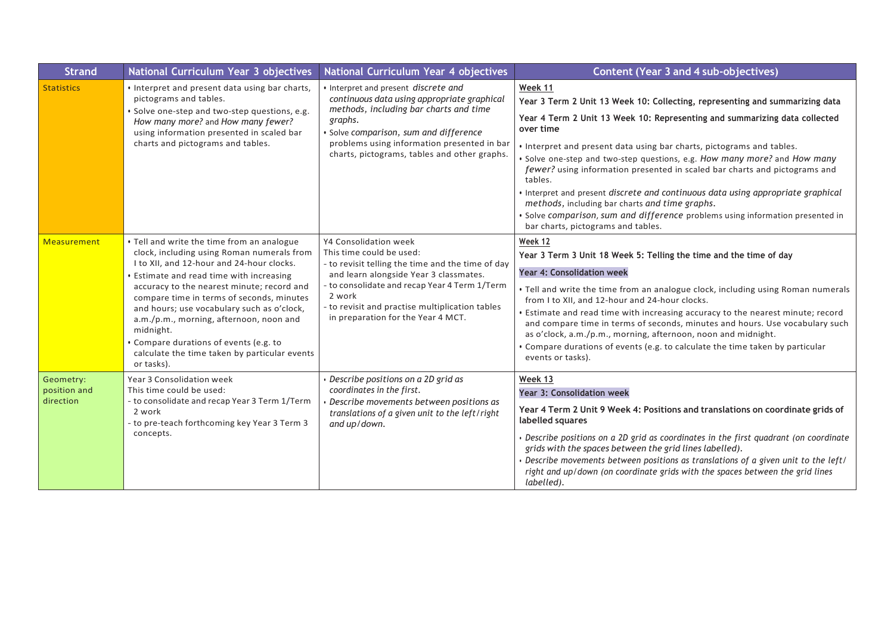| Strand | National Curriculum Year 3 objectives | National Curriculum Year 4 objectives | Content (Year 3 and 4 sub-objectives) |
|---|---|---|---|
| Statistics | • Interpret and present data using bar charts, pictograms and tables.<br>• Solve one-step and two-step questions, e.g. *How many more?* and *How many fewer?* using information presented in scaled bar charts and pictograms and tables. | • Interpret and present *discrete and continuous data using appropriate graphical methods, including bar charts and time graphs.*<br>• Solve *comparison, sum and difference* problems using information presented in bar charts, pictograms, tables and other graphs. | <u>**Week 11**</u><br>**Year 3 Term 2 Unit 13 Week 10: Collecting, representing and summarizing data**<br>**Year 4 Term 2 Unit 13 Week 10: Representing and summarizing data collected over time**<br>• Interpret and present data using bar charts, pictograms and tables.<br>• Solve one-step and two-step questions, e.g. *How many more?* and *How many fewer?* using information presented in scaled bar charts and pictograms and tables.<br>• Interpret and present *discrete and continuous data using appropriate graphical methods*, including bar charts *and time graphs*.<br>• Solve *comparison, sum and difference* problems using information presented in bar charts, pictograms and tables. |
| Measurement | • Tell and write the time from an analogue clock, including using Roman numerals from I to XII, and 12-hour and 24-hour clocks.<br>• Estimate and read time with increasing accuracy to the nearest minute; record and compare time in terms of seconds, minutes and hours; use vocabulary such as o'clock, a.m./p.m., morning, afternoon, noon and midnight.<br>• Compare durations of events (e.g. to calculate the time taken by particular events or tasks). | Y4 Consolidation week<br>This time could be used:<br>- to revisit telling the time and the time of day and learn alongside Year 3 classmates.<br>- to consolidate and recap Year 4 Term 1/Term 2 work<br>- to revisit and practise multiplication tables in preparation for the Year 4 MCT. | <u>**Week 12**</u><br>**Year 3 Term 3 Unit 18 Week 5: Telling the time and the time of day**<br>**Year 4: Consolidation week**<br>• Tell and write the time from an analogue clock, including using Roman numerals from I to XII, and 12-hour and 24-hour clocks.<br>• Estimate and read time with increasing accuracy to the nearest minute; record and compare time in terms of seconds, minutes and hours. Use vocabulary such as o'clock, a.m./p.m., morning, afternoon, noon and midnight.<br>• Compare durations of events (e.g. to calculate the time taken by particular events or tasks). |
| Geometry: position and direction | Year 3 Consolidation week<br>This time could be used:<br>- to consolidate and recap Year 3 Term 1/Term 2 work<br>- to pre-teach forthcoming key Year 3 Term 3 concepts. | • *Describe positions on a 2D grid as coordinates in the first.*<br>• *Describe movements between positions as translations of a given unit to the left/right and up/down.* | <u>**Week 13**</u><br>**Year 3: Consolidation week**<br>**Year 4 Term 2 Unit 9 Week 4: Positions and translations on coordinate grids of labelled squares**<br>• *Describe positions on a 2D grid as coordinates in the first quadrant (on coordinate grids with the spaces between the grid lines labelled).*<br>• *Describe movements between positions as translations of a given unit to the left/right and up/down (on coordinate grids with the spaces between the grid lines labelled).* |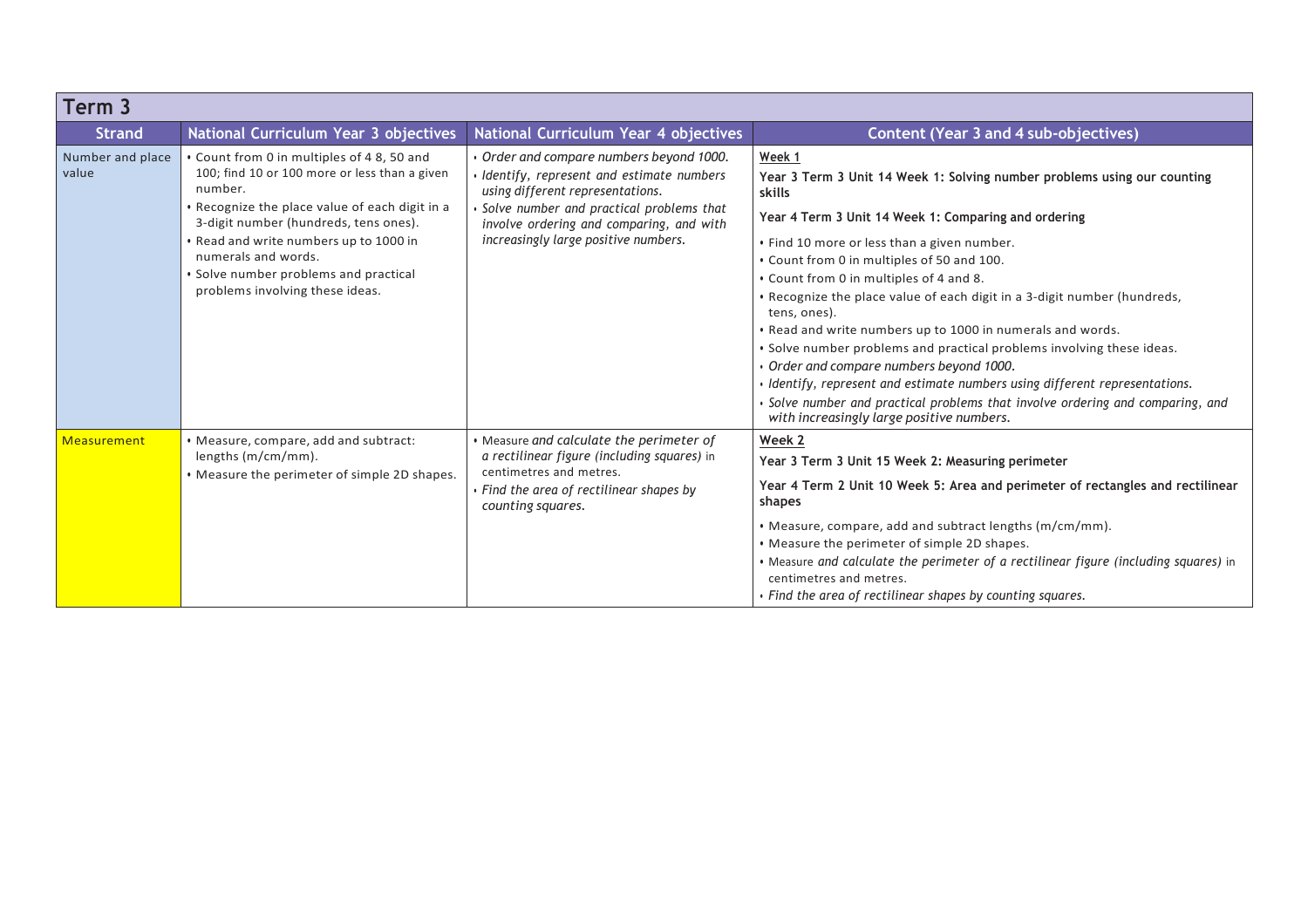| Term 3 | | | |
|---|---|---|---|
| **Strand** | **National Curriculum Year 3 objectives** | **National Curriculum Year 4 objectives** | **Content (Year 3 and 4 sub-objectives)** |
| Number and place value | • Count from 0 in multiples of 4 8, 50 and 100; find 10 or 100 more or less than a given number.<br>• Recognize the place value of each digit in a 3-digit number (hundreds, tens ones).<br>• Read and write numbers up to 1000 in numerals and words.<br>• Solve number problems and practical problems involving these ideas. | • *Order and compare numbers beyond 1000.*<br>• *Identify, represent and estimate numbers using different representations.*<br>• *Solve number and practical problems that involve ordering and comparing, and with increasingly large positive numbers.* | **Week 1**<br>**Year 3 Term 3 Unit 14 Week 1: Solving number problems using our counting skills**<br>**Year 4 Term 3 Unit 14 Week 1: Comparing and ordering**<br>• Find 10 more or less than a given number.<br>• Count from 0 in multiples of 50 and 100.<br>• Count from 0 in multiples of 4 and 8.<br>• Recognize the place value of each digit in a 3-digit number (hundreds, tens, ones).<br>• Read and write numbers up to 1000 in numerals and words.<br>• Solve number problems and practical problems involving these ideas.<br>• *Order and compare numbers beyond 1000.*<br>• *Identify, represent and estimate numbers using different representations.*<br>• *Solve number and practical problems that involve ordering and comparing, and with increasingly large positive numbers.* |
| Measurement | • Measure, compare, add and subtract: lengths (m/cm/mm).<br>• Measure the perimeter of simple 2D shapes. | • Measure *and calculate the perimeter of a rectilinear figure (including squares)* in centimetres and metres.<br>• *Find the area of rectilinear shapes by counting squares.* | **Week 2**<br>**Year 3 Term 3 Unit 15 Week 2: Measuring perimeter**<br>**Year 4 Term 2 Unit 10 Week 5: Area and perimeter of rectangles and rectilinear shapes**<br>• Measure, compare, add and subtract lengths (m/cm/mm).<br>• Measure the perimeter of simple 2D shapes.<br>• Measure *and calculate the perimeter of a rectilinear figure (including squares)* in centimetres and metres.<br>• *Find the area of rectilinear shapes by counting squares.* |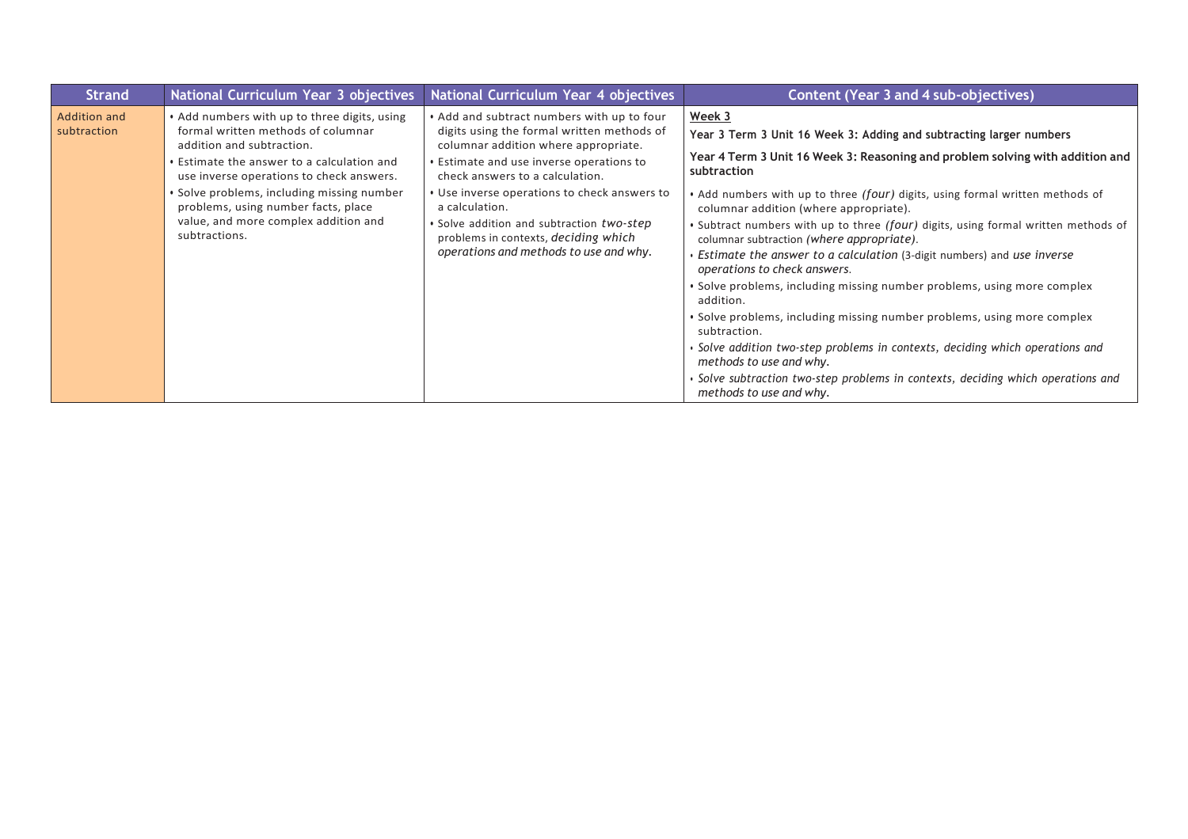| Strand | National Curriculum Year 3 objectives | National Curriculum Year 4 objectives | Content (Year 3 and 4 sub-objectives) |
|---|---|---|---|
| Addition and subtraction | • Add numbers with up to three digits, using formal written methods of columnar addition and subtraction.<br>• Estimate the answer to a calculation and use inverse operations to check answers.<br>• Solve problems, including missing number problems, using number facts, place value, and more complex addition and subtractions. | • Add and subtract numbers with up to four digits using the formal written methods of columnar addition where appropriate.<br>• Estimate and use inverse operations to check answers to a calculation.<br>• Use inverse operations to check answers to a calculation.<br>• Solve addition and subtraction *two-step* problems in contexts, *deciding which operations and methods to use and why.* | **Week 3**<br>**Year 3 Term 3 Unit 16 Week 3: Adding and subtracting larger numbers**<br>**Year 4 Term 3 Unit 16 Week 3: Reasoning and problem solving with addition and subtraction**<br>• Add numbers with up to three *(four)* digits, using formal written methods of columnar addition (where appropriate).<br>• Subtract numbers with up to three *(four)* digits, using formal written methods of columnar subtraction *(where appropriate)*.<br>• *Estimate the answer to a calculation* (3-digit numbers) and *use inverse operations to check answers*.<br>• Solve problems, including missing number problems, using more complex addition.<br>• Solve problems, including missing number problems, using more complex subtraction.<br>• *Solve addition two-step problems in contexts, deciding which operations and methods to use and why.*<br>• *Solve subtraction two-step problems in contexts, deciding which operations and methods to use and why.* |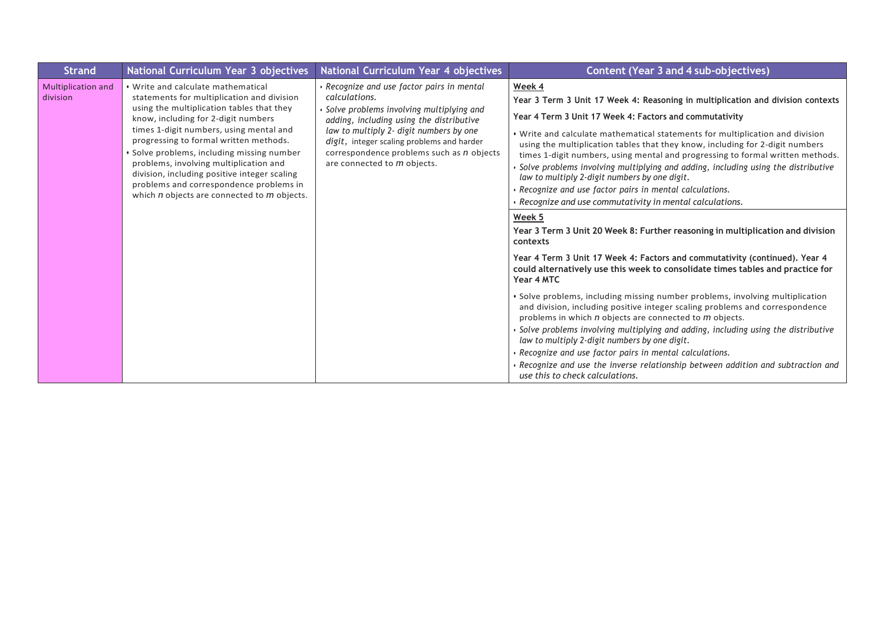| Strand | National Curriculum Year 3 objectives | National Curriculum Year 4 objectives | Content (Year 3 and 4 sub-objectives) |
| --- | --- | --- | --- |
| Multiplication and division | • Write and calculate mathematical statements for multiplication and division using the multiplication tables that they know, including for 2-digit numbers times 1-digit numbers, using mental and progressing to formal written methods.<br>• Solve problems, including missing number problems, involving multiplication and division, including positive integer scaling problems and correspondence problems in which *n* objects are connected to *m* objects. | • *Recognize and use factor pairs in mental calculations.*<br>• *Solve problems involving multiplying and adding, including using the distributive law to multiply 2- digit numbers by one digit*, integer scaling problems and harder correspondence problems such as *n* objects are connected to *m* objects. | <u>**Week 4**</u><br>**Year 3 Term 3 Unit 17 Week 4: Reasoning in multiplication and division contexts**<br>**Year 4 Term 3 Unit 17 Week 4: Factors and commutativity**<br>• Write and calculate mathematical statements for multiplication and division using the multiplication tables that they know, including for 2-digit numbers times 1-digit numbers, using mental and progressing to formal written methods.<br>• *Solve problems involving multiplying and adding, including using the distributive law to multiply 2-digit numbers by one digit.*<br>• *Recognize and use factor pairs in mental calculations.*<br>• *Recognize and use commutativity in mental calculations.* |
| | | | <u>**Week 5**</u><br>**Year 3 Term 3 Unit 20 Week 8: Further reasoning in multiplication and division contexts**<br>**Year 4 Term 3 Unit 17 Week 4: Factors and commutativity (continued). Year 4 could alternatively use this week to consolidate times tables and practice for Year 4 MTC**<br>• Solve problems, including missing number problems, involving multiplication and division, including positive integer scaling problems and correspondence problems in which *n* objects are connected to *m* objects.<br>• *Solve problems involving multiplying and adding, including using the distributive law to multiply 2-digit numbers by one digit.*<br>• *Recognize and use factor pairs in mental calculations.*<br>• *Recognize and use the inverse relationship between addition and subtraction and use this to check calculations.* |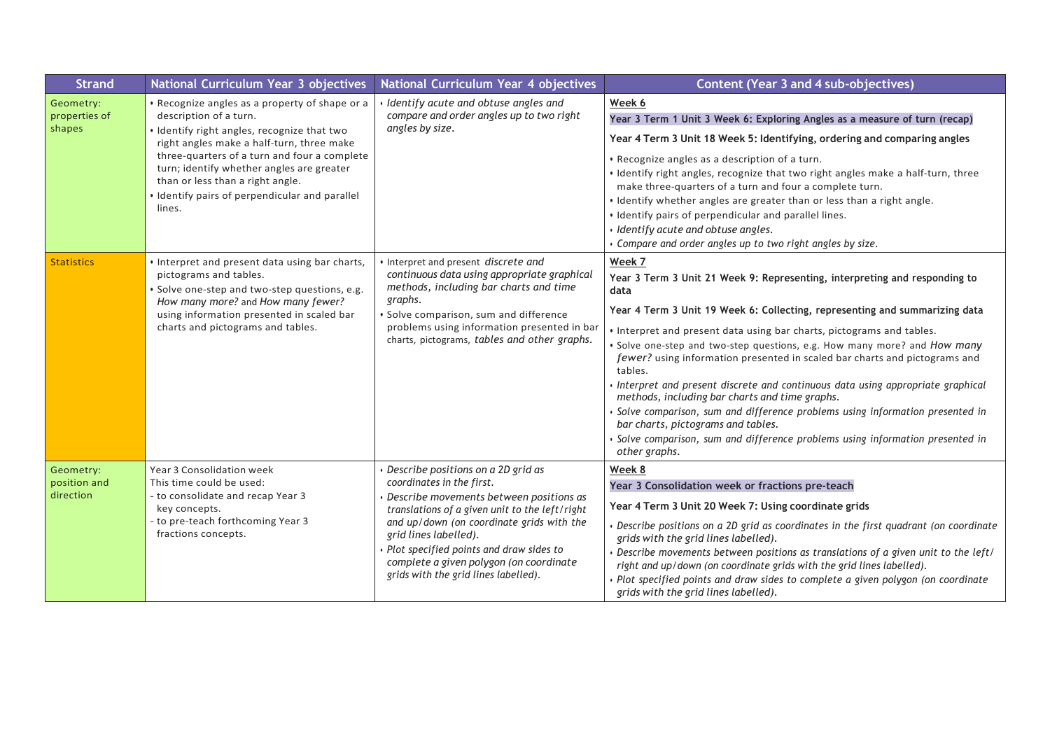| Strand | National Curriculum Year 3 objectives | National Curriculum Year 4 objectives | Content (Year 3 and 4 sub-objectives) |
| --- | --- | --- | --- |
| Geometry: properties of shapes | • Recognize angles as a property of shape or a description of a turn.<br>• Identify right angles, recognize that two right angles make a half-turn, three make three-quarters of a turn and four a complete turn; identify whether angles are greater than or less than a right angle.<br>• Identify pairs of perpendicular and parallel lines. | • *Identify acute and obtuse angles and compare and order angles up to two right angles by size.* | **Week 6**<br>**Year 3 Term 1 Unit 3 Week 6: Exploring Angles as a measure of turn (recap)**<br>**Year 4 Term 3 Unit 18 Week 5: Identifying, ordering and comparing angles**<br>• Recognize angles as a description of a turn.<br>• Identify right angles, recognize that two right angles make a half-turn, three make three-quarters of a turn and four a complete turn.<br>• Identify whether angles are greater than or less than a right angle.<br>• Identify pairs of perpendicular and parallel lines.<br>• *Identify acute and obtuse angles.*<br>• *Compare and order angles up to two right angles by size.* |
| Statistics | • Interpret and present data using bar charts, pictograms and tables.<br>• Solve one-step and two-step questions, e.g. *How many more?* and *How many fewer?* using information presented in scaled bar charts and pictograms and tables. | • Interpret and present *discrete and continuous data using appropriate graphical methods, including bar charts and time graphs.*<br>• Solve comparison, sum and difference problems using information presented in bar charts, pictograms, *tables and other graphs.* | **Week 7**<br>**Year 3 Term 3 Unit 21 Week 9: Representing, interpreting and responding to data**<br>**Year 4 Term 3 Unit 19 Week 6: Collecting, representing and summarizing data**<br>• Interpret and present data using bar charts, pictograms and tables.<br>• Solve one-step and two-step questions, e.g. How many more? and *How many fewer?* using information presented in scaled bar charts and pictograms and tables.<br>• *Interpret and present discrete and continuous data using appropriate graphical methods, including bar charts and time graphs.*<br>• *Solve comparison, sum and difference problems using information presented in bar charts, pictograms and tables.*<br>• *Solve comparison, sum and difference problems using information presented in other graphs.* |
| Geometry: position and direction | Year 3 Consolidation week<br>This time could be used:<br>- to consolidate and recap Year 3 key concepts.<br>- to pre-teach forthcoming Year 3 fractions concepts. | • *Describe positions on a 2D grid as coordinates in the first.*<br>• *Describe movements between positions as translations of a given unit to the left/right and up/down (on coordinate grids with the grid lines labelled).*<br>• *Plot specified points and draw sides to complete a given polygon (on coordinate grids with the grid lines labelled).* | **Week 8**<br>**Year 3 Consolidation week or fractions pre-teach**<br>**Year 4 Term 3 Unit 20 Week 7: Using coordinate grids**<br>• *Describe positions on a 2D grid as coordinates in the first quadrant (on coordinate grids with the grid lines labelled).*<br>• *Describe movements between positions as translations of a given unit to the left/right and up/down (on coordinate grids with the grid lines labelled).*<br>• *Plot specified points and draw sides to complete a given polygon (on coordinate grids with the grid lines labelled).* |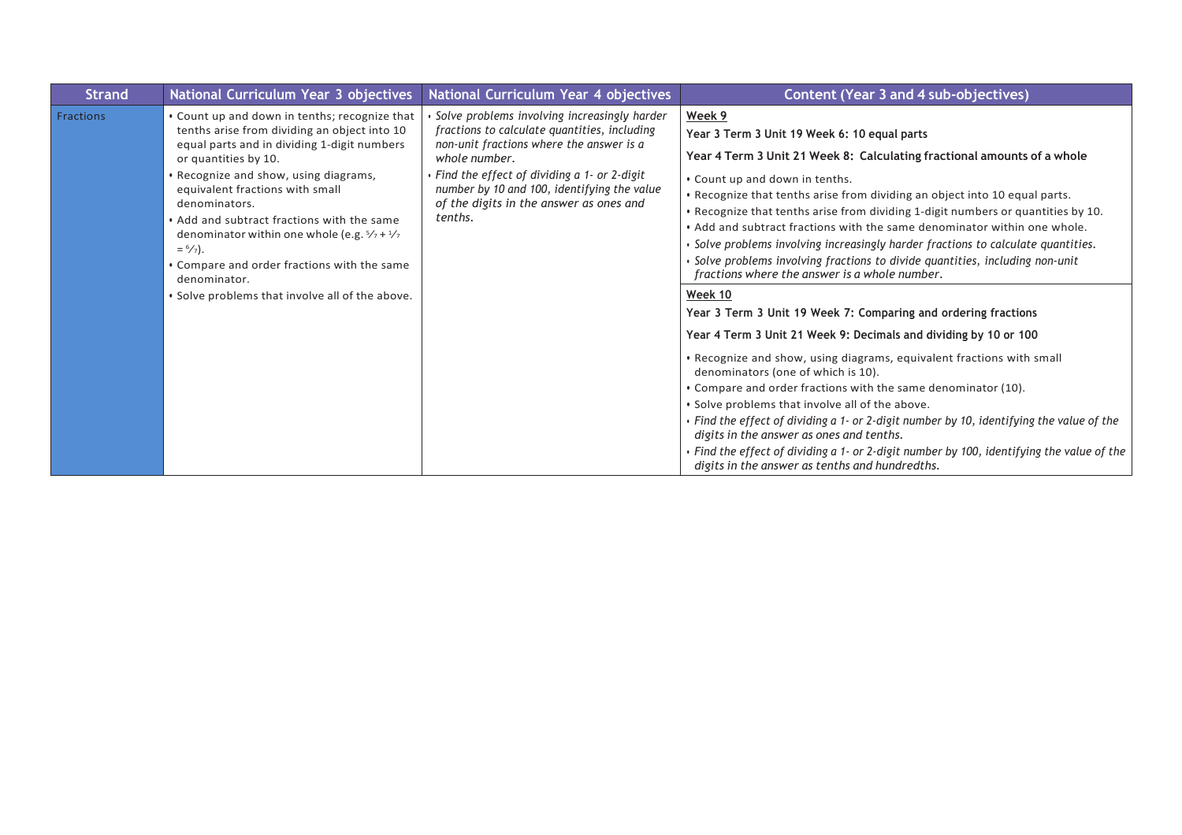| Strand | National Curriculum Year 3 objectives | National Curriculum Year 4 objectives | Content (Year 3 and 4 sub-objectives) |
| --- | --- | --- | --- |
| Fractions | • Count up and down in tenths; recognize that tenths arise from dividing an object into 10 equal parts and in dividing 1-digit numbers or quantities by 10.<br>• Recognize and show, using diagrams, equivalent fractions with small denominators.<br>• Add and subtract fractions with the same denominator within one whole (e.g. $\frac{5}{7} + \frac{1}{7} = \frac{6}{7}$).<br>• Compare and order fractions with the same denominator.<br>• Solve problems that involve all of the above. | • *Solve problems involving increasingly harder fractions to calculate quantities, including non-unit fractions where the answer is a whole number.*<br>• *Find the effect of dividing a 1- or 2-digit number by 10 and 100, identifying the value of the digits in the answer as ones and tenths.* | <u>**Week 9**</u><br>**Year 3 Term 3 Unit 19 Week 6: 10 equal parts**<br>**Year 4 Term 3 Unit 21 Week 8: Calculating fractional amounts of a whole**<br>• Count up and down in tenths.<br>• Recognize that tenths arise from dividing an object into 10 equal parts.<br>• Recognize that tenths arise from dividing 1-digit numbers or quantities by 10.<br>• Add and subtract fractions with the same denominator within one whole.<br>• *Solve problems involving increasingly harder fractions to calculate quantities.*<br>• *Solve problems involving fractions to divide quantities, including non-unit fractions where the answer is a whole number.* |
| | | | <u>**Week 10**</u><br>**Year 3 Term 3 Unit 19 Week 7: Comparing and ordering fractions**<br>**Year 4 Term 3 Unit 21 Week 9: Decimals and dividing by 10 or 100**<br>• Recognize and show, using diagrams, equivalent fractions with small denominators (one of which is 10).<br>• Compare and order fractions with the same denominator (10).<br>• Solve problems that involve all of the above.<br>• *Find the effect of dividing a 1- or 2-digit number by 10, identifying the value of the digits in the answer as ones and tenths.*<br>• *Find the effect of dividing a 1- or 2-digit number by 100, identifying the value of the digits in the answer as tenths and hundredths.* |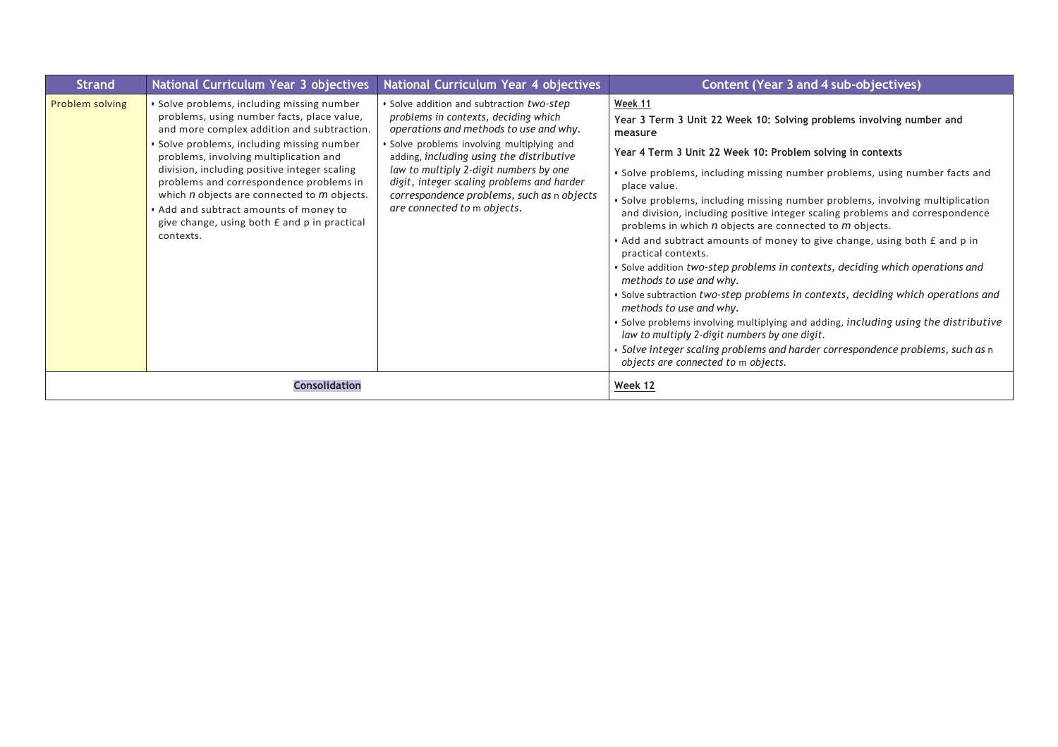| Strand | National Curriculum Year 3 objectives | National Curriculum Year 4 objectives | Content (Year 3 and 4 sub-objectives) |
|---|---|---|---|
| Problem solving | • Solve problems, including missing number problems, using number facts, place value, and more complex addition and subtraction.<br>• Solve problems, including missing number problems, involving multiplication and division, including positive integer scaling problems and correspondence problems in which *n* objects are connected to *m* objects.<br>• Add and subtract amounts of money to give change, using both £ and p in practical contexts. | • Solve addition and subtraction *two-step problems in contexts, deciding which operations and methods to use and why.*<br>• Solve problems involving multiplying and adding, *including using the distributive law to multiply 2-digit numbers by one digit, integer scaling problems and harder correspondence problems, such as* n *objects are connected to* m *objects.* | <u>Week 11</u><br>**Year 3 Term 3 Unit 22 Week 10: Solving problems involving number and measure**<br>**Year 4 Term 3 Unit 22 Week 10: Problem solving in contexts**<br>• Solve problems, including missing number problems, using number facts and place value.<br>• Solve problems, including missing number problems, involving multiplication and division, including positive integer scaling problems and correspondence problems in which *n* objects are connected to *m* objects.<br>• Add and subtract amounts of money to give change, using both £ and p in practical contexts.<br>• Solve addition *two-step problems in contexts, deciding which operations and methods to use and why.*<br>• Solve subtraction *two-step problems in contexts, deciding which operations and methods to use and why.*<br>• Solve problems involving multiplying and adding, *including using the distributive law to multiply 2-digit numbers by one digit.*<br>• *Solve integer scaling problems and harder correspondence problems, such as* n *objects are connected to* m *objects.* |
| Consolidation | | | <u>Week 12</u> |